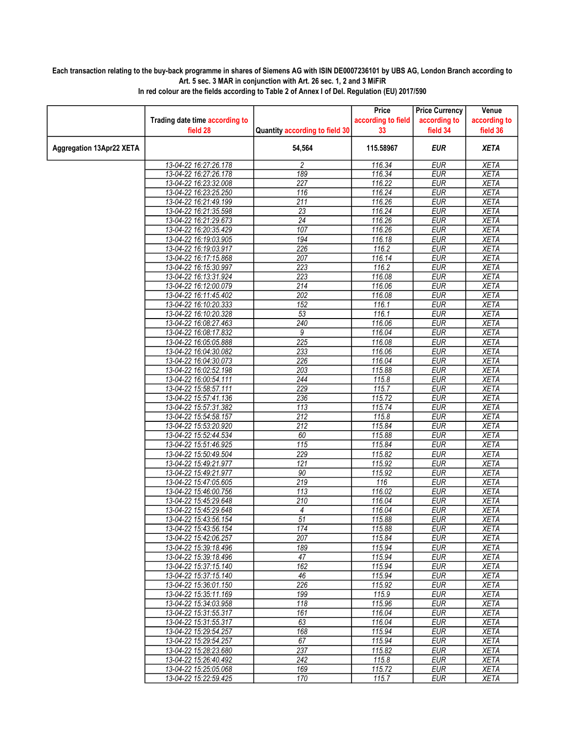**Each transaction relating to the buy-back programme in shares of Siemens AG with ISIN DE0007236101 by UBS AG, London Branch according to Art. 5 sec. 3 MAR in conjunction with Art. 26 sec. 1, 2 and 3 MiFiR**

**In red colour are the fields according to Table 2 of Annex I of Del. Regulation (EU) 2017/590**

| | Trading date time according to field 28 | Quantity according to field 30 | Price according to field 33 | Price Currency according to field 34 | Venue according to field 36 |
|---|---|---|---|---|---|
| **Aggregation 13Apr22 XETA** | | **54,564** | **115.58967** | **EUR** | **XETA** |
| | 13-04-22 16:27:26.178 | 2 | 116.34 | EUR | XETA |
| | 13-04-22 16:27:26.178 | 189 | 116.34 | EUR | XETA |
| | 13-04-22 16:23:32.008 | 227 | 116.22 | EUR | XETA |
| | 13-04-22 16:23:25.250 | 116 | 116.24 | EUR | XETA |
| | 13-04-22 16:21:49.199 | 211 | 116.26 | EUR | XETA |
| | 13-04-22 16:21:35.598 | 23 | 116.24 | EUR | XETA |
| | 13-04-22 16:21:29.673 | 24 | 116.26 | EUR | XETA |
| | 13-04-22 16:20:35.429 | 107 | 116.26 | EUR | XETA |
| | 13-04-22 16:19:03.905 | 194 | 116.18 | EUR | XETA |
| | 13-04-22 16:19:03.917 | 226 | 116.2 | EUR | XETA |
| | 13-04-22 16:17:15.868 | 207 | 116.14 | EUR | XETA |
| | 13-04-22 16:15:30.997 | 223 | 116.2 | EUR | XETA |
| | 13-04-22 16:13:31.924 | 223 | 116.08 | EUR | XETA |
| | 13-04-22 16:12:00.079 | 214 | 116.06 | EUR | XETA |
| | 13-04-22 16:11:45.402 | 202 | 116.08 | EUR | XETA |
| | 13-04-22 16:10:20.333 | 152 | 116.1 | EUR | XETA |
| | 13-04-22 16:10:20.328 | 53 | 116.1 | EUR | XETA |
| | 13-04-22 16:08:27.463 | 240 | 116.06 | EUR | XETA |
| | 13-04-22 16:08:17.832 | 9 | 116.04 | EUR | XETA |
| | 13-04-22 16:05:05.888 | 225 | 116.08 | EUR | XETA |
| | 13-04-22 16:04:30.082 | 233 | 116.06 | EUR | XETA |
| | 13-04-22 16:04:30.073 | 226 | 116.04 | EUR | XETA |
| | 13-04-22 16:02:52.198 | 203 | 115.88 | EUR | XETA |
| | 13-04-22 16:00:54.111 | 244 | 115.8 | EUR | XETA |
| | 13-04-22 15:58:57.111 | 229 | 115.7 | EUR | XETA |
| | 13-04-22 15:57:41.136 | 236 | 115.72 | EUR | XETA |
| | 13-04-22 15:57:31.382 | 113 | 115.74 | EUR | XETA |
| | 13-04-22 15:54:58.157 | 212 | 115.8 | EUR | XETA |
| | 13-04-22 15:53:20.920 | 212 | 115.84 | EUR | XETA |
| | 13-04-22 15:52:44.534 | 60 | 115.88 | EUR | XETA |
| | 13-04-22 15:51:46.925 | 115 | 115.84 | EUR | XETA |
| | 13-04-22 15:50:49.504 | 229 | 115.82 | EUR | XETA |
| | 13-04-22 15:49:21.977 | 121 | 115.92 | EUR | XETA |
| | 13-04-22 15:49:21.977 | 90 | 115.92 | EUR | XETA |
| | 13-04-22 15:47:05.605 | 219 | 116 | EUR | XETA |
| | 13-04-22 15:46:00.756 | 113 | 116.02 | EUR | XETA |
| | 13-04-22 15:45:29.648 | 210 | 116.04 | EUR | XETA |
| | 13-04-22 15:45:29.648 | 4 | 116.04 | EUR | XETA |
| | 13-04-22 15:43:56.154 | 51 | 115.88 | EUR | XETA |
| | 13-04-22 15:43:56.154 | 174 | 115.88 | EUR | XETA |
| | 13-04-22 15:42:06.257 | 207 | 115.84 | EUR | XETA |
| | 13-04-22 15:39:18.496 | 189 | 115.94 | EUR | XETA |
| | 13-04-22 15:39:18.496 | 47 | 115.94 | EUR | XETA |
| | 13-04-22 15:37:15.140 | 162 | 115.94 | EUR | XETA |
| | 13-04-22 15:37:15.140 | 46 | 115.94 | EUR | XETA |
| | 13-04-22 15:36:01.150 | 226 | 115.92 | EUR | XETA |
| | 13-04-22 15:35:11.169 | 199 | 115.9 | EUR | XETA |
| | 13-04-22 15:34:03.958 | 118 | 115.96 | EUR | XETA |
| | 13-04-22 15:31:55.317 | 161 | 116.04 | EUR | XETA |
| | 13-04-22 15:31:55.317 | 63 | 116.04 | EUR | XETA |
| | 13-04-22 15:29:54.257 | 168 | 115.94 | EUR | XETA |
| | 13-04-22 15:29:54.257 | 67 | 115.94 | EUR | XETA |
| | 13-04-22 15:28:23.680 | 237 | 115.82 | EUR | XETA |
| | 13-04-22 15:26:40.492 | 242 | 115.8 | EUR | XETA |
| | 13-04-22 15:25:05.068 | 169 | 115.72 | EUR | XETA |
| | 13-04-22 15:22:59.425 | 170 | 115.7 | EUR | XETA |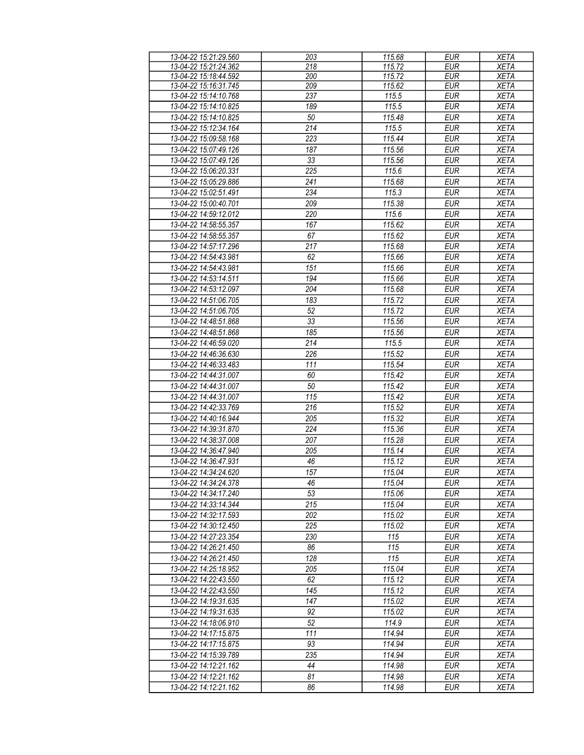| 13-04-22 15:21:29.560 | 203 | 115.68 | EUR | XETA |
|---|---|---|---|---|
| 13-04-22 15:21:24.362 | 218 | 115.72 | EUR | XETA |
| 13-04-22 15:18:44.592 | 200 | 115.72 | EUR | XETA |
| 13-04-22 15:16:31.745 | 209 | 115.62 | EUR | XETA |
| 13-04-22 15:14:10.768 | 237 | 115.5 | EUR | XETA |
| 13-04-22 15:14:10.825 | 189 | 115.5 | EUR | XETA |
| 13-04-22 15:14:10.825 | 50 | 115.48 | EUR | XETA |
| 13-04-22 15:12:34.164 | 214 | 115.5 | EUR | XETA |
| 13-04-22 15:09:58.168 | 223 | 115.44 | EUR | XETA |
| 13-04-22 15:07:49.126 | 187 | 115.56 | EUR | XETA |
| 13-04-22 15:07:49.126 | 33 | 115.56 | EUR | XETA |
| 13-04-22 15:06:20.331 | 225 | 115.6 | EUR | XETA |
| 13-04-22 15:05:29.886 | 241 | 115.68 | EUR | XETA |
| 13-04-22 15:02:51.491 | 234 | 115.3 | EUR | XETA |
| 13-04-22 15:00:40.701 | 209 | 115.38 | EUR | XETA |
| 13-04-22 14:59:12.012 | 220 | 115.6 | EUR | XETA |
| 13-04-22 14:58:55.357 | 167 | 115.62 | EUR | XETA |
| 13-04-22 14:58:55.357 | 67 | 115.62 | EUR | XETA |
| 13-04-22 14:57:17.296 | 217 | 115.68 | EUR | XETA |
| 13-04-22 14:54:43.981 | 62 | 115.66 | EUR | XETA |
| 13-04-22 14:54:43.981 | 151 | 115.66 | EUR | XETA |
| 13-04-22 14:53:14.511 | 194 | 115.66 | EUR | XETA |
| 13-04-22 14:53:12.097 | 204 | 115.68 | EUR | XETA |
| 13-04-22 14:51:06.705 | 183 | 115.72 | EUR | XETA |
| 13-04-22 14:51:06.705 | 52 | 115.72 | EUR | XETA |
| 13-04-22 14:48:51.868 | 33 | 115.56 | EUR | XETA |
| 13-04-22 14:48:51.868 | 185 | 115.56 | EUR | XETA |
| 13-04-22 14:46:59.020 | 214 | 115.5 | EUR | XETA |
| 13-04-22 14:46:36.630 | 226 | 115.52 | EUR | XETA |
| 13-04-22 14:46:33.483 | 111 | 115.54 | EUR | XETA |
| 13-04-22 14:44:31.007 | 60 | 115.42 | EUR | XETA |
| 13-04-22 14:44:31.007 | 50 | 115.42 | EUR | XETA |
| 13-04-22 14:44:31.007 | 115 | 115.42 | EUR | XETA |
| 13-04-22 14:42:33.769 | 216 | 115.52 | EUR | XETA |
| 13-04-22 14:40:16.944 | 205 | 115.32 | EUR | XETA |
| 13-04-22 14:39:31.870 | 224 | 115.36 | EUR | XETA |
| 13-04-22 14:38:37.008 | 207 | 115.28 | EUR | XETA |
| 13-04-22 14:36:47.940 | 205 | 115.14 | EUR | XETA |
| 13-04-22 14:36:47.931 | 46 | 115.12 | EUR | XETA |
| 13-04-22 14:34:24.620 | 157 | 115.04 | EUR | XETA |
| 13-04-22 14:34:24.378 | 46 | 115.04 | EUR | XETA |
| 13-04-22 14:34:17.240 | 53 | 115.06 | EUR | XETA |
| 13-04-22 14:33:14.344 | 215 | 115.04 | EUR | XETA |
| 13-04-22 14:32:17.593 | 202 | 115.02 | EUR | XETA |
| 13-04-22 14:30:12.450 | 225 | 115.02 | EUR | XETA |
| 13-04-22 14:27:23.354 | 230 | 115 | EUR | XETA |
| 13-04-22 14:26:21.450 | 86 | 115 | EUR | XETA |
| 13-04-22 14:26:21.450 | 128 | 115 | EUR | XETA |
| 13-04-22 14:25:18.952 | 205 | 115.04 | EUR | XETA |
| 13-04-22 14:22:43.550 | 62 | 115.12 | EUR | XETA |
| 13-04-22 14:22:43.550 | 145 | 115.12 | EUR | XETA |
| 13-04-22 14:19:31.635 | 147 | 115.02 | EUR | XETA |
| 13-04-22 14:19:31.635 | 92 | 115.02 | EUR | XETA |
| 13-04-22 14:18:06.910 | 52 | 114.9 | EUR | XETA |
| 13-04-22 14:17:15.875 | 111 | 114.94 | EUR | XETA |
| 13-04-22 14:17:15.875 | 93 | 114.94 | EUR | XETA |
| 13-04-22 14:15:39.789 | 235 | 114.94 | EUR | XETA |
| 13-04-22 14:12:21.162 | 44 | 114.98 | EUR | XETA |
| 13-04-22 14:12:21.162 | 81 | 114.98 | EUR | XETA |
| 13-04-22 14:12:21.162 | 86 | 114.98 | EUR | XETA |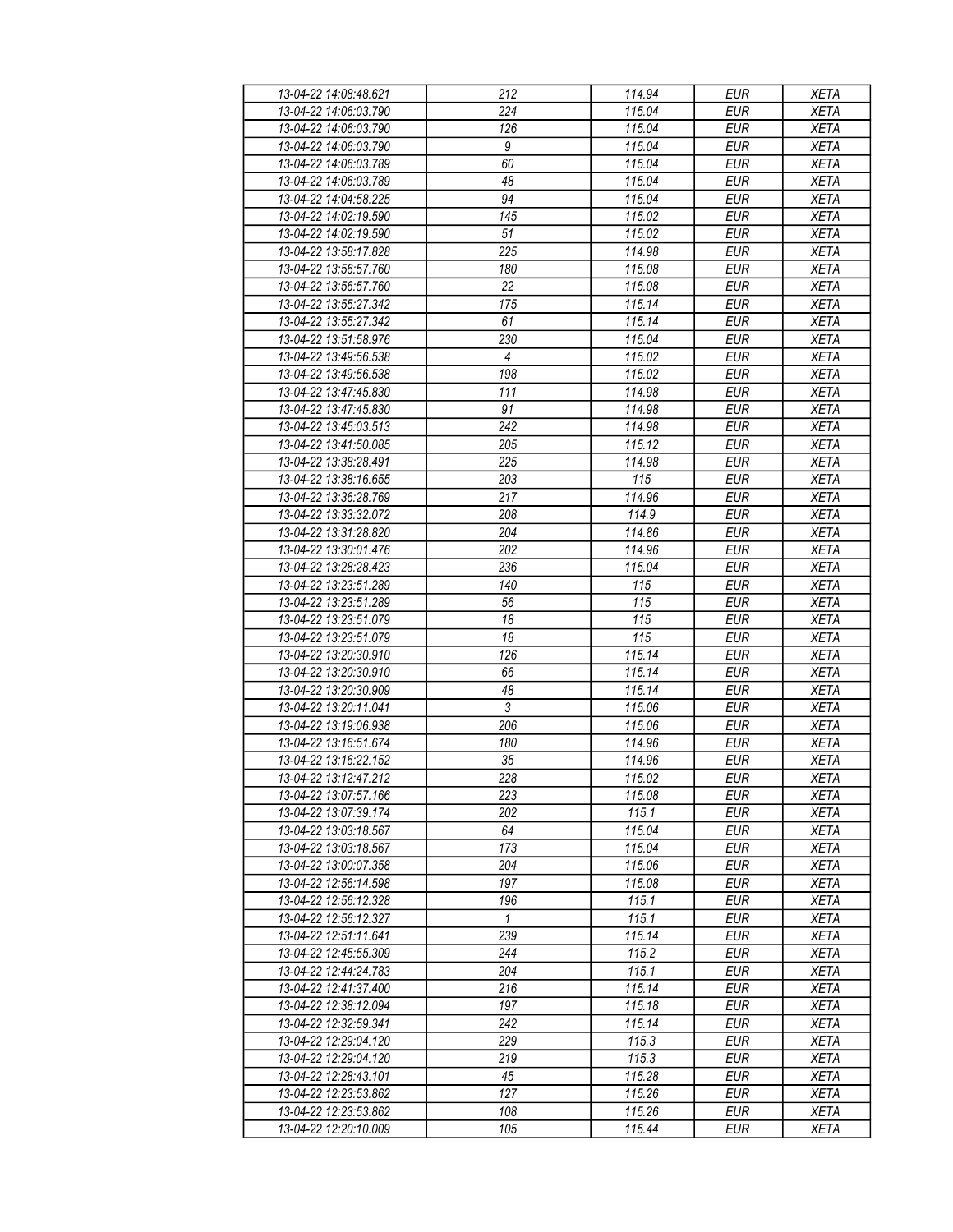| 13-04-22 14:08:48.621 | 212 | 114.94 | EUR | XETA |
|---|---|---|---|---|
| 13-04-22 14:06:03.790 | 224 | 115.04 | EUR | XETA |
| 13-04-22 14:06:03.790 | 126 | 115.04 | EUR | XETA |
| 13-04-22 14:06:03.790 | 9 | 115.04 | EUR | XETA |
| 13-04-22 14:06:03.789 | 60 | 115.04 | EUR | XETA |
| 13-04-22 14:06:03.789 | 48 | 115.04 | EUR | XETA |
| 13-04-22 14:04:58.225 | 94 | 115.04 | EUR | XETA |
| 13-04-22 14:02:19.590 | 145 | 115.02 | EUR | XETA |
| 13-04-22 14:02:19.590 | 51 | 115.02 | EUR | XETA |
| 13-04-22 13:58:17.828 | 225 | 114.98 | EUR | XETA |
| 13-04-22 13:56:57.760 | 180 | 115.08 | EUR | XETA |
| 13-04-22 13:56:57.760 | 22 | 115.08 | EUR | XETA |
| 13-04-22 13:55:27.342 | 175 | 115.14 | EUR | XETA |
| 13-04-22 13:55:27.342 | 61 | 115.14 | EUR | XETA |
| 13-04-22 13:51:58.976 | 230 | 115.04 | EUR | XETA |
| 13-04-22 13:49:56.538 | 4 | 115.02 | EUR | XETA |
| 13-04-22 13:49:56.538 | 198 | 115.02 | EUR | XETA |
| 13-04-22 13:47:45.830 | 111 | 114.98 | EUR | XETA |
| 13-04-22 13:47:45.830 | 91 | 114.98 | EUR | XETA |
| 13-04-22 13:45:03.513 | 242 | 114.98 | EUR | XETA |
| 13-04-22 13:41:50.085 | 205 | 115.12 | EUR | XETA |
| 13-04-22 13:38:28.491 | 225 | 114.98 | EUR | XETA |
| 13-04-22 13:38:16.655 | 203 | 115 | EUR | XETA |
| 13-04-22 13:36:28.769 | 217 | 114.96 | EUR | XETA |
| 13-04-22 13:33:32.072 | 208 | 114.9 | EUR | XETA |
| 13-04-22 13:31:28.820 | 204 | 114.86 | EUR | XETA |
| 13-04-22 13:30:01.476 | 202 | 114.96 | EUR | XETA |
| 13-04-22 13:28:28.423 | 236 | 115.04 | EUR | XETA |
| 13-04-22 13:23:51.289 | 140 | 115 | EUR | XETA |
| 13-04-22 13:23:51.289 | 56 | 115 | EUR | XETA |
| 13-04-22 13:23:51.079 | 18 | 115 | EUR | XETA |
| 13-04-22 13:23:51.079 | 18 | 115 | EUR | XETA |
| 13-04-22 13:20:30.910 | 126 | 115.14 | EUR | XETA |
| 13-04-22 13:20:30.910 | 66 | 115.14 | EUR | XETA |
| 13-04-22 13:20:30.909 | 48 | 115.14 | EUR | XETA |
| 13-04-22 13:20:11.041 | 3 | 115.06 | EUR | XETA |
| 13-04-22 13:19:06.938 | 206 | 115.06 | EUR | XETA |
| 13-04-22 13:16:51.674 | 180 | 114.96 | EUR | XETA |
| 13-04-22 13:16:22.152 | 35 | 114.96 | EUR | XETA |
| 13-04-22 13:12:47.212 | 228 | 115.02 | EUR | XETA |
| 13-04-22 13:07:57.166 | 223 | 115.08 | EUR | XETA |
| 13-04-22 13:07:39.174 | 202 | 115.1 | EUR | XETA |
| 13-04-22 13:03:18.567 | 64 | 115.04 | EUR | XETA |
| 13-04-22 13:03:18.567 | 173 | 115.04 | EUR | XETA |
| 13-04-22 13:00:07.358 | 204 | 115.06 | EUR | XETA |
| 13-04-22 12:56:14.598 | 197 | 115.08 | EUR | XETA |
| 13-04-22 12:56:12.328 | 196 | 115.1 | EUR | XETA |
| 13-04-22 12:56:12.327 | 1 | 115.1 | EUR | XETA |
| 13-04-22 12:51:11.641 | 239 | 115.14 | EUR | XETA |
| 13-04-22 12:45:55.309 | 244 | 115.2 | EUR | XETA |
| 13-04-22 12:44:24.783 | 204 | 115.1 | EUR | XETA |
| 13-04-22 12:41:37.400 | 216 | 115.14 | EUR | XETA |
| 13-04-22 12:38:12.094 | 197 | 115.18 | EUR | XETA |
| 13-04-22 12:32:59.341 | 242 | 115.14 | EUR | XETA |
| 13-04-22 12:29:04.120 | 229 | 115.3 | EUR | XETA |
| 13-04-22 12:29:04.120 | 219 | 115.3 | EUR | XETA |
| 13-04-22 12:28:43.101 | 45 | 115.28 | EUR | XETA |
| 13-04-22 12:23:53.862 | 127 | 115.26 | EUR | XETA |
| 13-04-22 12:23:53.862 | 108 | 115.26 | EUR | XETA |
| 13-04-22 12:20:10.009 | 105 | 115.44 | EUR | XETA |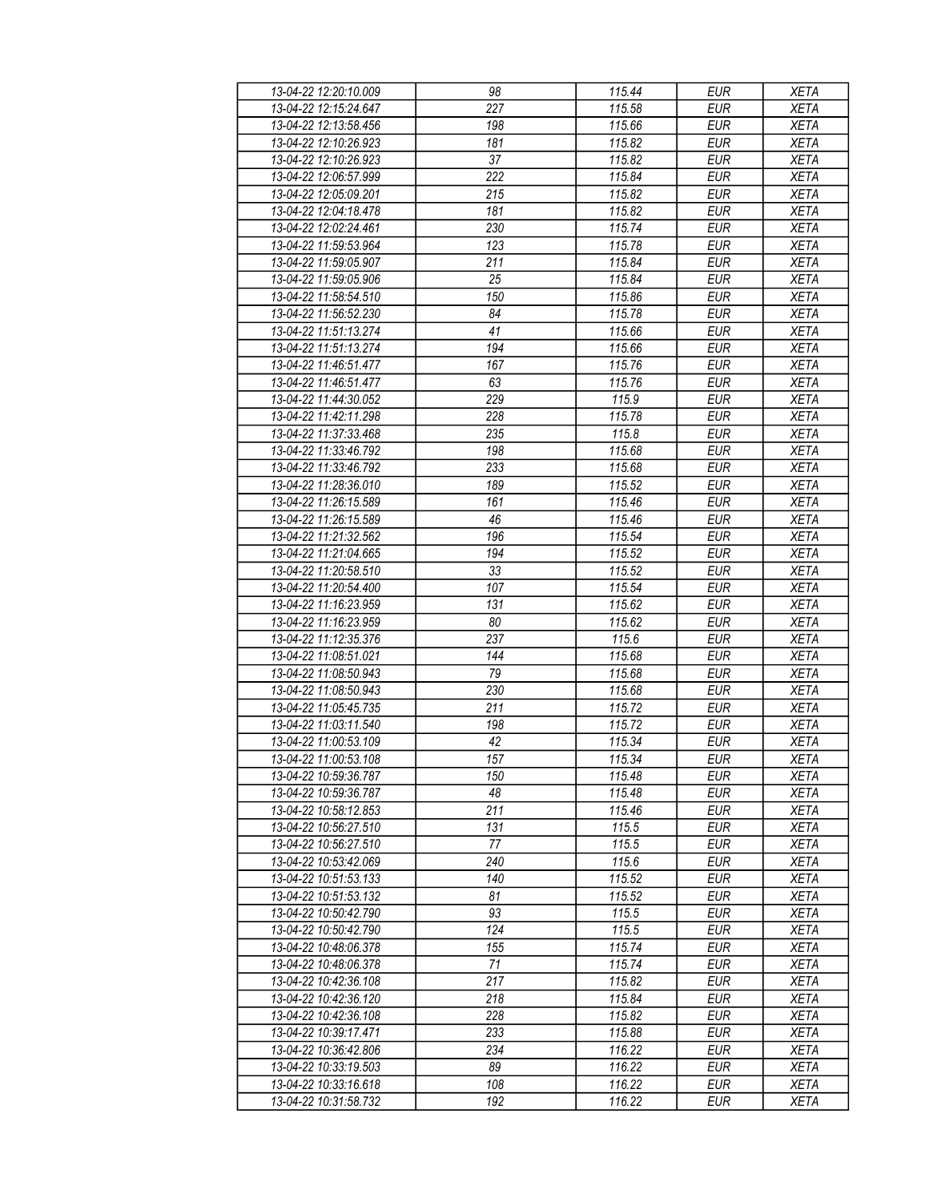| 13-04-22 12:20:10.009 | 98 | 115.44 | EUR | XETA |
|---|---|---|---|---|
| 13-04-22 12:15:24.647 | 227 | 115.58 | EUR | XETA |
| 13-04-22 12:13:58.456 | 198 | 115.66 | EUR | XETA |
| 13-04-22 12:10:26.923 | 181 | 115.82 | EUR | XETA |
| 13-04-22 12:10:26.923 | 37 | 115.82 | EUR | XETA |
| 13-04-22 12:06:57.999 | 222 | 115.84 | EUR | XETA |
| 13-04-22 12:05:09.201 | 215 | 115.82 | EUR | XETA |
| 13-04-22 12:04:18.478 | 181 | 115.82 | EUR | XETA |
| 13-04-22 12:02:24.461 | 230 | 115.74 | EUR | XETA |
| 13-04-22 11:59:53.964 | 123 | 115.78 | EUR | XETA |
| 13-04-22 11:59:05.907 | 211 | 115.84 | EUR | XETA |
| 13-04-22 11:59:05.906 | 25 | 115.84 | EUR | XETA |
| 13-04-22 11:58:54.510 | 150 | 115.86 | EUR | XETA |
| 13-04-22 11:56:52.230 | 84 | 115.78 | EUR | XETA |
| 13-04-22 11:51:13.274 | 41 | 115.66 | EUR | XETA |
| 13-04-22 11:51:13.274 | 194 | 115.66 | EUR | XETA |
| 13-04-22 11:46:51.477 | 167 | 115.76 | EUR | XETA |
| 13-04-22 11:46:51.477 | 63 | 115.76 | EUR | XETA |
| 13-04-22 11:44:30.052 | 229 | 115.9 | EUR | XETA |
| 13-04-22 11:42:11.298 | 228 | 115.78 | EUR | XETA |
| 13-04-22 11:37:33.468 | 235 | 115.8 | EUR | XETA |
| 13-04-22 11:33:46.792 | 198 | 115.68 | EUR | XETA |
| 13-04-22 11:33:46.792 | 233 | 115.68 | EUR | XETA |
| 13-04-22 11:28:36.010 | 189 | 115.52 | EUR | XETA |
| 13-04-22 11:26:15.589 | 161 | 115.46 | EUR | XETA |
| 13-04-22 11:26:15.589 | 46 | 115.46 | EUR | XETA |
| 13-04-22 11:21:32.562 | 196 | 115.54 | EUR | XETA |
| 13-04-22 11:21:04.665 | 194 | 115.52 | EUR | XETA |
| 13-04-22 11:20:58.510 | 33 | 115.52 | EUR | XETA |
| 13-04-22 11:20:54.400 | 107 | 115.54 | EUR | XETA |
| 13-04-22 11:16:23.959 | 131 | 115.62 | EUR | XETA |
| 13-04-22 11:16:23.959 | 80 | 115.62 | EUR | XETA |
| 13-04-22 11:12:35.376 | 237 | 115.6 | EUR | XETA |
| 13-04-22 11:08:51.021 | 144 | 115.68 | EUR | XETA |
| 13-04-22 11:08:50.943 | 79 | 115.68 | EUR | XETA |
| 13-04-22 11:08:50.943 | 230 | 115.68 | EUR | XETA |
| 13-04-22 11:05:45.735 | 211 | 115.72 | EUR | XETA |
| 13-04-22 11:03:11.540 | 198 | 115.72 | EUR | XETA |
| 13-04-22 11:00:53.109 | 42 | 115.34 | EUR | XETA |
| 13-04-22 11:00:53.108 | 157 | 115.34 | EUR | XETA |
| 13-04-22 10:59:36.787 | 150 | 115.48 | EUR | XETA |
| 13-04-22 10:59:36.787 | 48 | 115.48 | EUR | XETA |
| 13-04-22 10:58:12.853 | 211 | 115.46 | EUR | XETA |
| 13-04-22 10:56:27.510 | 131 | 115.5 | EUR | XETA |
| 13-04-22 10:56:27.510 | 77 | 115.5 | EUR | XETA |
| 13-04-22 10:53:42.069 | 240 | 115.6 | EUR | XETA |
| 13-04-22 10:51:53.133 | 140 | 115.52 | EUR | XETA |
| 13-04-22 10:51:53.132 | 81 | 115.52 | EUR | XETA |
| 13-04-22 10:50:42.790 | 93 | 115.5 | EUR | XETA |
| 13-04-22 10:50:42.790 | 124 | 115.5 | EUR | XETA |
| 13-04-22 10:48:06.378 | 155 | 115.74 | EUR | XETA |
| 13-04-22 10:48:06.378 | 71 | 115.74 | EUR | XETA |
| 13-04-22 10:42:36.108 | 217 | 115.82 | EUR | XETA |
| 13-04-22 10:42:36.120 | 218 | 115.84 | EUR | XETA |
| 13-04-22 10:42:36.108 | 228 | 115.82 | EUR | XETA |
| 13-04-22 10:39:17.471 | 233 | 115.88 | EUR | XETA |
| 13-04-22 10:36:42.806 | 234 | 116.22 | EUR | XETA |
| 13-04-22 10:33:19.503 | 89 | 116.22 | EUR | XETA |
| 13-04-22 10:33:16.618 | 108 | 116.22 | EUR | XETA |
| 13-04-22 10:31:58.732 | 192 | 116.22 | EUR | XETA |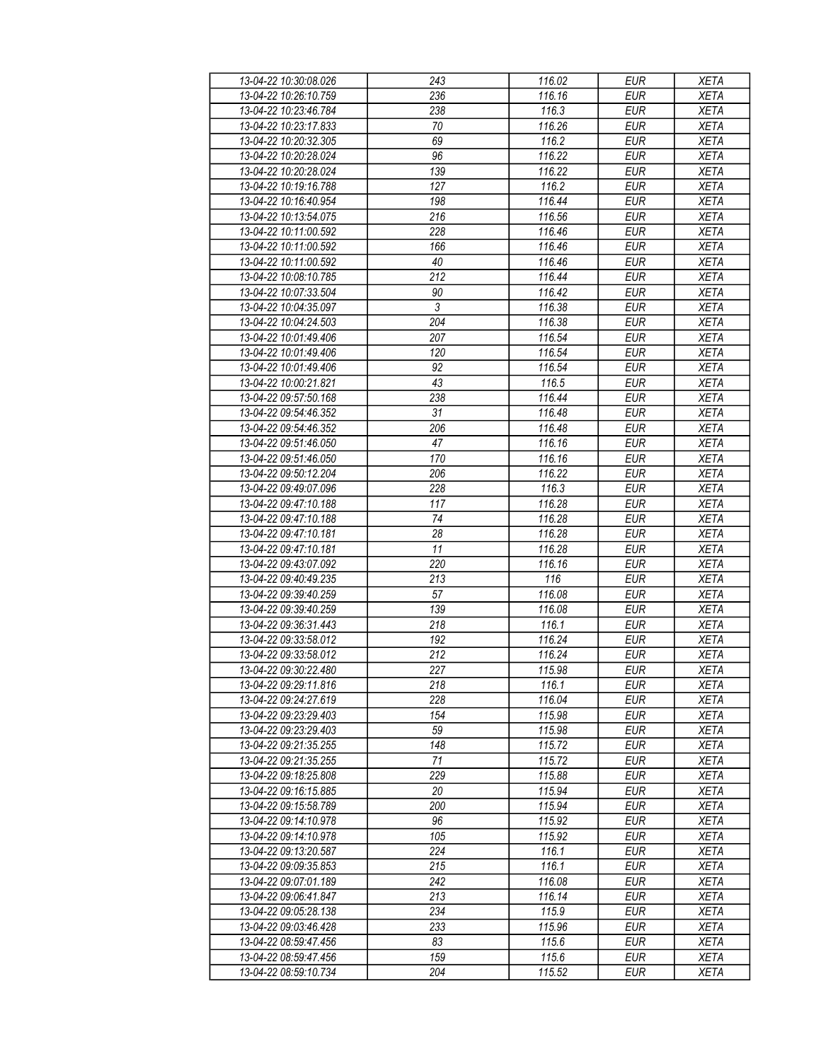| 13-04-22 10:30:08.026 | 243 | 116.02 | EUR | XETA |
|---|---|---|---|---|
| 13-04-22 10:26:10.759 | 236 | 116.16 | EUR | XETA |
| 13-04-22 10:23:46.784 | 238 | 116.3 | EUR | XETA |
| 13-04-22 10:23:17.833 | 70 | 116.26 | EUR | XETA |
| 13-04-22 10:20:32.305 | 69 | 116.2 | EUR | XETA |
| 13-04-22 10:20:28.024 | 96 | 116.22 | EUR | XETA |
| 13-04-22 10:20:28.024 | 139 | 116.22 | EUR | XETA |
| 13-04-22 10:19:16.788 | 127 | 116.2 | EUR | XETA |
| 13-04-22 10:16:40.954 | 198 | 116.44 | EUR | XETA |
| 13-04-22 10:13:54.075 | 216 | 116.56 | EUR | XETA |
| 13-04-22 10:11:00.592 | 228 | 116.46 | EUR | XETA |
| 13-04-22 10:11:00.592 | 166 | 116.46 | EUR | XETA |
| 13-04-22 10:11:00.592 | 40 | 116.46 | EUR | XETA |
| 13-04-22 10:08:10.785 | 212 | 116.44 | EUR | XETA |
| 13-04-22 10:07:33.504 | 90 | 116.42 | EUR | XETA |
| 13-04-22 10:04:35.097 | 3 | 116.38 | EUR | XETA |
| 13-04-22 10:04:24.503 | 204 | 116.38 | EUR | XETA |
| 13-04-22 10:01:49.406 | 207 | 116.54 | EUR | XETA |
| 13-04-22 10:01:49.406 | 120 | 116.54 | EUR | XETA |
| 13-04-22 10:01:49.406 | 92 | 116.54 | EUR | XETA |
| 13-04-22 10:00:21.821 | 43 | 116.5 | EUR | XETA |
| 13-04-22 09:57:50.168 | 238 | 116.44 | EUR | XETA |
| 13-04-22 09:54:46.352 | 31 | 116.48 | EUR | XETA |
| 13-04-22 09:54:46.352 | 206 | 116.48 | EUR | XETA |
| 13-04-22 09:51:46.050 | 47 | 116.16 | EUR | XETA |
| 13-04-22 09:51:46.050 | 170 | 116.16 | EUR | XETA |
| 13-04-22 09:50:12.204 | 206 | 116.22 | EUR | XETA |
| 13-04-22 09:49:07.096 | 228 | 116.3 | EUR | XETA |
| 13-04-22 09:47:10.188 | 117 | 116.28 | EUR | XETA |
| 13-04-22 09:47:10.188 | 74 | 116.28 | EUR | XETA |
| 13-04-22 09:47:10.181 | 28 | 116.28 | EUR | XETA |
| 13-04-22 09:47:10.181 | 11 | 116.28 | EUR | XETA |
| 13-04-22 09:43:07.092 | 220 | 116.16 | EUR | XETA |
| 13-04-22 09:40:49.235 | 213 | 116 | EUR | XETA |
| 13-04-22 09:39:40.259 | 57 | 116.08 | EUR | XETA |
| 13-04-22 09:39:40.259 | 139 | 116.08 | EUR | XETA |
| 13-04-22 09:36:31.443 | 218 | 116.1 | EUR | XETA |
| 13-04-22 09:33:58.012 | 192 | 116.24 | EUR | XETA |
| 13-04-22 09:33:58.012 | 212 | 116.24 | EUR | XETA |
| 13-04-22 09:30:22.480 | 227 | 115.98 | EUR | XETA |
| 13-04-22 09:29:11.816 | 218 | 116.1 | EUR | XETA |
| 13-04-22 09:24:27.619 | 228 | 116.04 | EUR | XETA |
| 13-04-22 09:23:29.403 | 154 | 115.98 | EUR | XETA |
| 13-04-22 09:23:29.403 | 59 | 115.98 | EUR | XETA |
| 13-04-22 09:21:35.255 | 148 | 115.72 | EUR | XETA |
| 13-04-22 09:21:35.255 | 71 | 115.72 | EUR | XETA |
| 13-04-22 09:18:25.808 | 229 | 115.88 | EUR | XETA |
| 13-04-22 09:16:15.885 | 20 | 115.94 | EUR | XETA |
| 13-04-22 09:15:58.789 | 200 | 115.94 | EUR | XETA |
| 13-04-22 09:14:10.978 | 96 | 115.92 | EUR | XETA |
| 13-04-22 09:14:10.978 | 105 | 115.92 | EUR | XETA |
| 13-04-22 09:13:20.587 | 224 | 116.1 | EUR | XETA |
| 13-04-22 09:09:35.853 | 215 | 116.1 | EUR | XETA |
| 13-04-22 09:07:01.189 | 242 | 116.08 | EUR | XETA |
| 13-04-22 09:06:41.847 | 213 | 116.14 | EUR | XETA |
| 13-04-22 09:05:28.138 | 234 | 115.9 | EUR | XETA |
| 13-04-22 09:03:46.428 | 233 | 115.96 | EUR | XETA |
| 13-04-22 08:59:47.456 | 83 | 115.6 | EUR | XETA |
| 13-04-22 08:59:47.456 | 159 | 115.6 | EUR | XETA |
| 13-04-22 08:59:10.734 | 204 | 115.52 | EUR | XETA |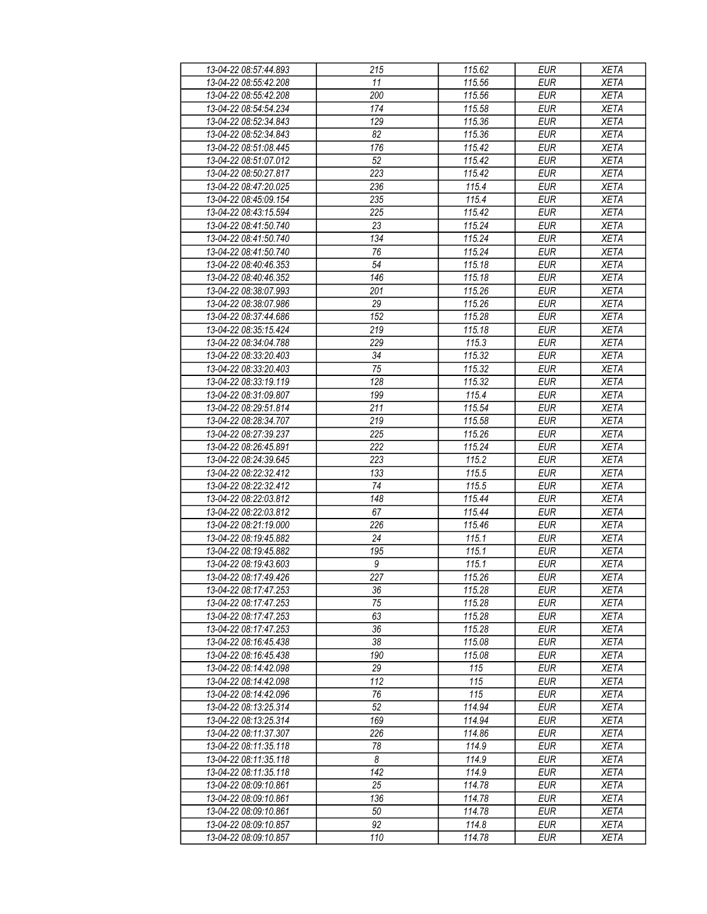| 13-04-22 08:57:44.893 | 215 | 115.62 | EUR | XETA |
|---|---|---|---|---|
| 13-04-22 08:55:42.208 | 11 | 115.56 | EUR | XETA |
| 13-04-22 08:55:42.208 | 200 | 115.56 | EUR | XETA |
| 13-04-22 08:54:54.234 | 174 | 115.58 | EUR | XETA |
| 13-04-22 08:52:34.843 | 129 | 115.36 | EUR | XETA |
| 13-04-22 08:52:34.843 | 82 | 115.36 | EUR | XETA |
| 13-04-22 08:51:08.445 | 176 | 115.42 | EUR | XETA |
| 13-04-22 08:51:07.012 | 52 | 115.42 | EUR | XETA |
| 13-04-22 08:50:27.817 | 223 | 115.42 | EUR | XETA |
| 13-04-22 08:47:20.025 | 236 | 115.4 | EUR | XETA |
| 13-04-22 08:45:09.154 | 235 | 115.4 | EUR | XETA |
| 13-04-22 08:43:15.594 | 225 | 115.42 | EUR | XETA |
| 13-04-22 08:41:50.740 | 23 | 115.24 | EUR | XETA |
| 13-04-22 08:41:50.740 | 134 | 115.24 | EUR | XETA |
| 13-04-22 08:41:50.740 | 76 | 115.24 | EUR | XETA |
| 13-04-22 08:40:46.353 | 54 | 115.18 | EUR | XETA |
| 13-04-22 08:40:46.352 | 146 | 115.18 | EUR | XETA |
| 13-04-22 08:38:07.993 | 201 | 115.26 | EUR | XETA |
| 13-04-22 08:38:07.986 | 29 | 115.26 | EUR | XETA |
| 13-04-22 08:37:44.686 | 152 | 115.28 | EUR | XETA |
| 13-04-22 08:35:15.424 | 219 | 115.18 | EUR | XETA |
| 13-04-22 08:34:04.788 | 229 | 115.3 | EUR | XETA |
| 13-04-22 08:33:20.403 | 34 | 115.32 | EUR | XETA |
| 13-04-22 08:33:20.403 | 75 | 115.32 | EUR | XETA |
| 13-04-22 08:33:19.119 | 128 | 115.32 | EUR | XETA |
| 13-04-22 08:31:09.807 | 199 | 115.4 | EUR | XETA |
| 13-04-22 08:29:51.814 | 211 | 115.54 | EUR | XETA |
| 13-04-22 08:28:34.707 | 219 | 115.58 | EUR | XETA |
| 13-04-22 08:27:39.237 | 225 | 115.26 | EUR | XETA |
| 13-04-22 08:26:45.891 | 222 | 115.24 | EUR | XETA |
| 13-04-22 08:24:39.645 | 223 | 115.2 | EUR | XETA |
| 13-04-22 08:22:32.412 | 133 | 115.5 | EUR | XETA |
| 13-04-22 08:22:32.412 | 74 | 115.5 | EUR | XETA |
| 13-04-22 08:22:03.812 | 148 | 115.44 | EUR | XETA |
| 13-04-22 08:22:03.812 | 67 | 115.44 | EUR | XETA |
| 13-04-22 08:21:19.000 | 226 | 115.46 | EUR | XETA |
| 13-04-22 08:19:45.882 | 24 | 115.1 | EUR | XETA |
| 13-04-22 08:19:45.882 | 195 | 115.1 | EUR | XETA |
| 13-04-22 08:19:43.603 | 9 | 115.1 | EUR | XETA |
| 13-04-22 08:17:49.426 | 227 | 115.26 | EUR | XETA |
| 13-04-22 08:17:47.253 | 36 | 115.28 | EUR | XETA |
| 13-04-22 08:17:47.253 | 75 | 115.28 | EUR | XETA |
| 13-04-22 08:17:47.253 | 63 | 115.28 | EUR | XETA |
| 13-04-22 08:17:47.253 | 36 | 115.28 | EUR | XETA |
| 13-04-22 08:16:45.438 | 38 | 115.08 | EUR | XETA |
| 13-04-22 08:16:45.438 | 190 | 115.08 | EUR | XETA |
| 13-04-22 08:14:42.098 | 29 | 115 | EUR | XETA |
| 13-04-22 08:14:42.098 | 112 | 115 | EUR | XETA |
| 13-04-22 08:14:42.096 | 76 | 115 | EUR | XETA |
| 13-04-22 08:13:25.314 | 52 | 114.94 | EUR | XETA |
| 13-04-22 08:13:25.314 | 169 | 114.94 | EUR | XETA |
| 13-04-22 08:11:37.307 | 226 | 114.86 | EUR | XETA |
| 13-04-22 08:11:35.118 | 78 | 114.9 | EUR | XETA |
| 13-04-22 08:11:35.118 | 8 | 114.9 | EUR | XETA |
| 13-04-22 08:11:35.118 | 142 | 114.9 | EUR | XETA |
| 13-04-22 08:09:10.861 | 25 | 114.78 | EUR | XETA |
| 13-04-22 08:09:10.861 | 136 | 114.78 | EUR | XETA |
| 13-04-22 08:09:10.861 | 50 | 114.78 | EUR | XETA |
| 13-04-22 08:09:10.857 | 92 | 114.8 | EUR | XETA |
| 13-04-22 08:09:10.857 | 110 | 114.78 | EUR | XETA |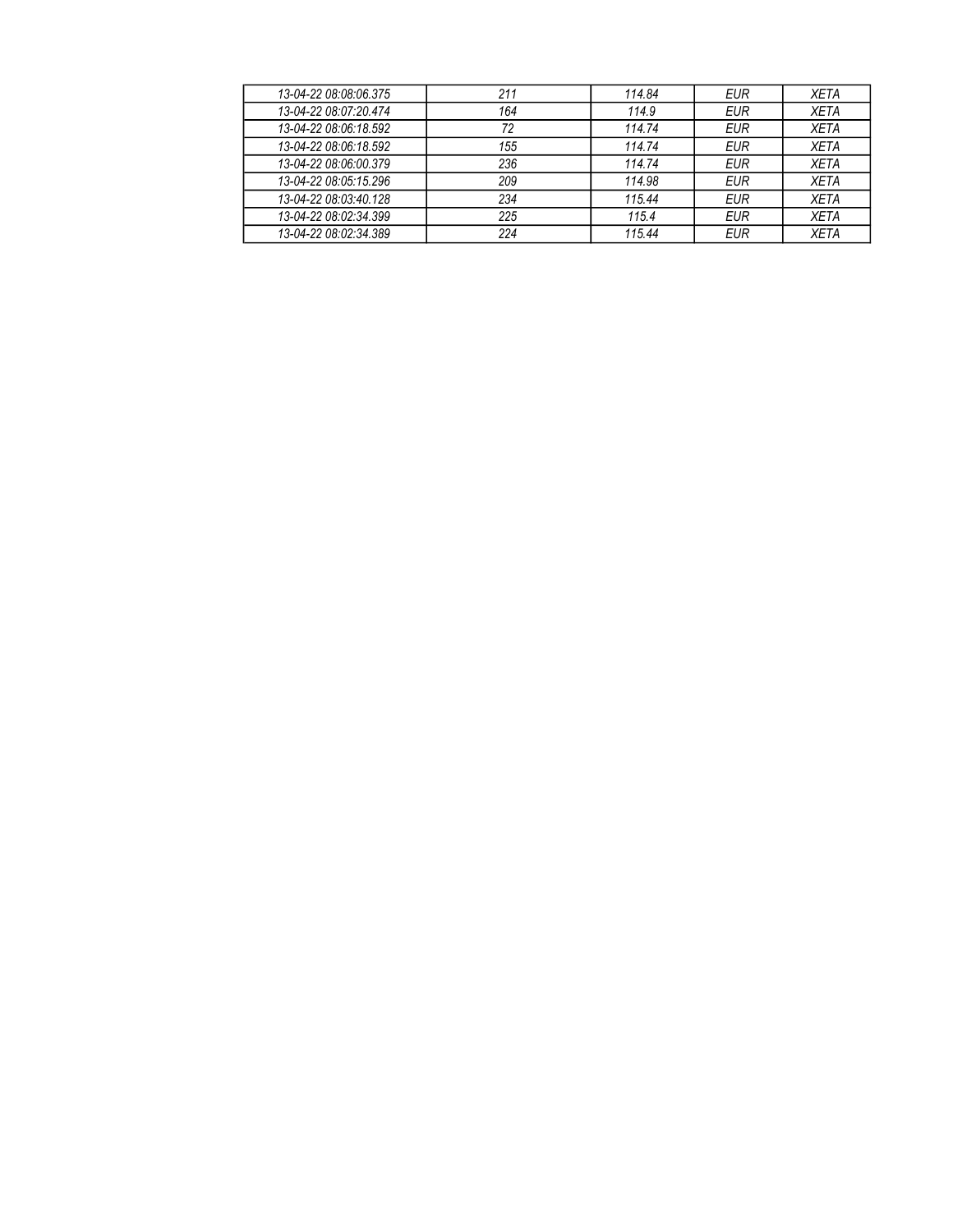| | | | | |
|---|---|---|---|---|
| 13-04-22 08:08:06.375 | 211 | 114.84 | EUR | XETA |
| 13-04-22 08:07:20.474 | 164 | 114.9 | EUR | XETA |
| 13-04-22 08:06:18.592 | 72 | 114.74 | EUR | XETA |
| 13-04-22 08:06:18.592 | 155 | 114.74 | EUR | XETA |
| 13-04-22 08:06:00.379 | 236 | 114.74 | EUR | XETA |
| 13-04-22 08:05:15.296 | 209 | 114.98 | EUR | XETA |
| 13-04-22 08:03:40.128 | 234 | 115.44 | EUR | XETA |
| 13-04-22 08:02:34.399 | 225 | 115.4 | EUR | XETA |
| 13-04-22 08:02:34.389 | 224 | 115.44 | EUR | XETA |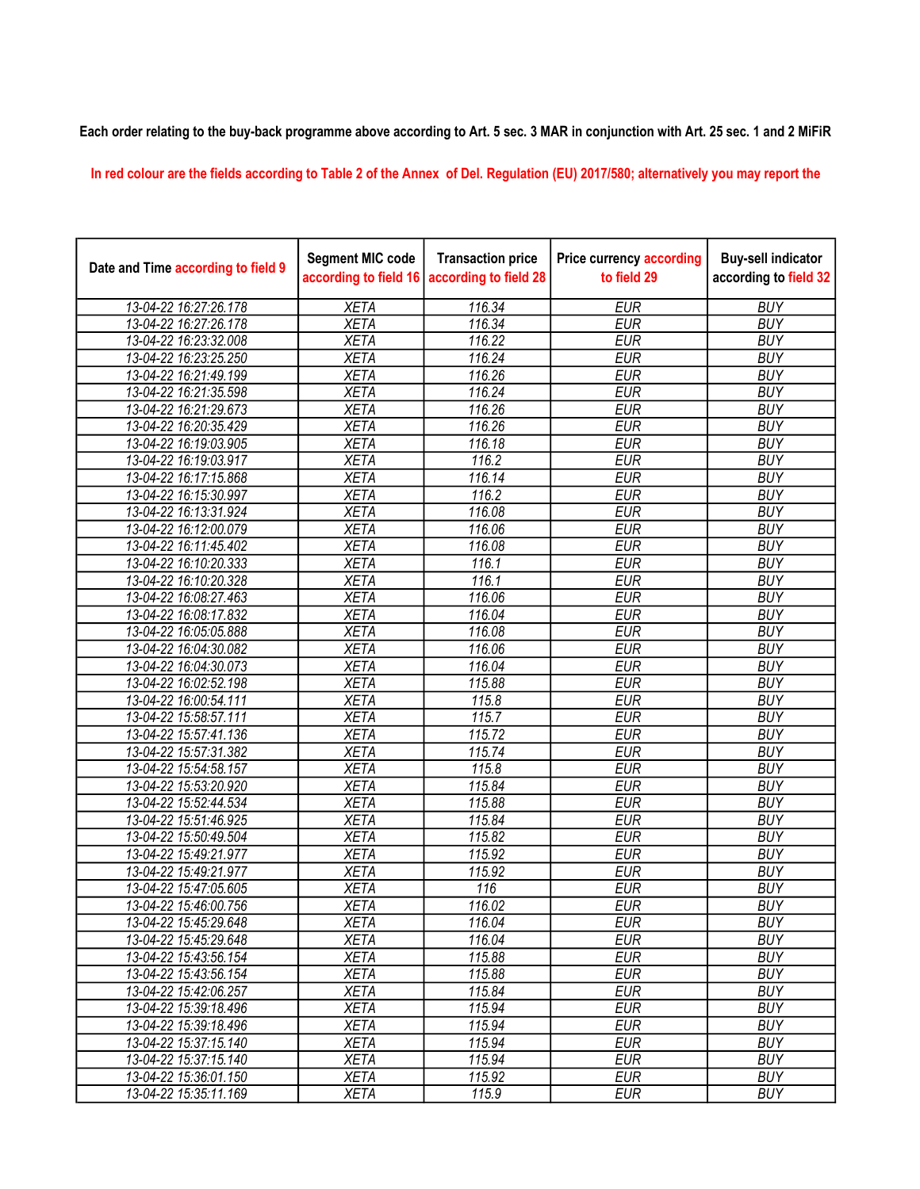Each order relating to the buy-back programme above according to Art. 5 sec. 3 MAR in conjunction with Art. 25 sec. 1 and 2 MiFiR

In red colour are the fields according to Table 2 of the Annex of Del. Regulation (EU) 2017/580; alternatively you may report the

| Date and Time according to field 9 | Segment MIC code according to field 16 | Transaction price according to field 28 | Price currency according to field 29 | Buy-sell indicator according to field 32 |
|---|---|---|---|---|
| 13-04-22 16:27:26.178 | XETA | 116.34 | EUR | BUY |
| 13-04-22 16:27:26.178 | XETA | 116.34 | EUR | BUY |
| 13-04-22 16:23:32.008 | XETA | 116.22 | EUR | BUY |
| 13-04-22 16:23:25.250 | XETA | 116.24 | EUR | BUY |
| 13-04-22 16:21:49.199 | XETA | 116.26 | EUR | BUY |
| 13-04-22 16:21:35.598 | XETA | 116.24 | EUR | BUY |
| 13-04-22 16:21:29.673 | XETA | 116.26 | EUR | BUY |
| 13-04-22 16:20:35.429 | XETA | 116.26 | EUR | BUY |
| 13-04-22 16:19:03.905 | XETA | 116.18 | EUR | BUY |
| 13-04-22 16:19:03.917 | XETA | 116.2 | EUR | BUY |
| 13-04-22 16:17:15.868 | XETA | 116.14 | EUR | BUY |
| 13-04-22 16:15:30.997 | XETA | 116.2 | EUR | BUY |
| 13-04-22 16:13:31.924 | XETA | 116.08 | EUR | BUY |
| 13-04-22 16:12:00.079 | XETA | 116.06 | EUR | BUY |
| 13-04-22 16:11:45.402 | XETA | 116.08 | EUR | BUY |
| 13-04-22 16:10:20.333 | XETA | 116.1 | EUR | BUY |
| 13-04-22 16:10:20.328 | XETA | 116.1 | EUR | BUY |
| 13-04-22 16:08:27.463 | XETA | 116.06 | EUR | BUY |
| 13-04-22 16:08:17.832 | XETA | 116.04 | EUR | BUY |
| 13-04-22 16:05:05.888 | XETA | 116.08 | EUR | BUY |
| 13-04-22 16:04:30.082 | XETA | 116.06 | EUR | BUY |
| 13-04-22 16:04:30.073 | XETA | 116.04 | EUR | BUY |
| 13-04-22 16:02:52.198 | XETA | 115.88 | EUR | BUY |
| 13-04-22 16:00:54.111 | XETA | 115.8 | EUR | BUY |
| 13-04-22 15:58:57.111 | XETA | 115.7 | EUR | BUY |
| 13-04-22 15:57:41.136 | XETA | 115.72 | EUR | BUY |
| 13-04-22 15:57:31.382 | XETA | 115.74 | EUR | BUY |
| 13-04-22 15:54:58.157 | XETA | 115.8 | EUR | BUY |
| 13-04-22 15:53:20.920 | XETA | 115.84 | EUR | BUY |
| 13-04-22 15:52:44.534 | XETA | 115.88 | EUR | BUY |
| 13-04-22 15:51:46.925 | XETA | 115.84 | EUR | BUY |
| 13-04-22 15:50:49.504 | XETA | 115.82 | EUR | BUY |
| 13-04-22 15:49:21.977 | XETA | 115.92 | EUR | BUY |
| 13-04-22 15:49:21.977 | XETA | 115.92 | EUR | BUY |
| 13-04-22 15:47:05.605 | XETA | 116 | EUR | BUY |
| 13-04-22 15:46:00.756 | XETA | 116.02 | EUR | BUY |
| 13-04-22 15:45:29.648 | XETA | 116.04 | EUR | BUY |
| 13-04-22 15:45:29.648 | XETA | 116.04 | EUR | BUY |
| 13-04-22 15:43:56.154 | XETA | 115.88 | EUR | BUY |
| 13-04-22 15:43:56.154 | XETA | 115.88 | EUR | BUY |
| 13-04-22 15:42:06.257 | XETA | 115.84 | EUR | BUY |
| 13-04-22 15:39:18.496 | XETA | 115.94 | EUR | BUY |
| 13-04-22 15:39:18.496 | XETA | 115.94 | EUR | BUY |
| 13-04-22 15:37:15.140 | XETA | 115.94 | EUR | BUY |
| 13-04-22 15:37:15.140 | XETA | 115.94 | EUR | BUY |
| 13-04-22 15:36:01.150 | XETA | 115.92 | EUR | BUY |
| 13-04-22 15:35:11.169 | XETA | 115.9 | EUR | BUY |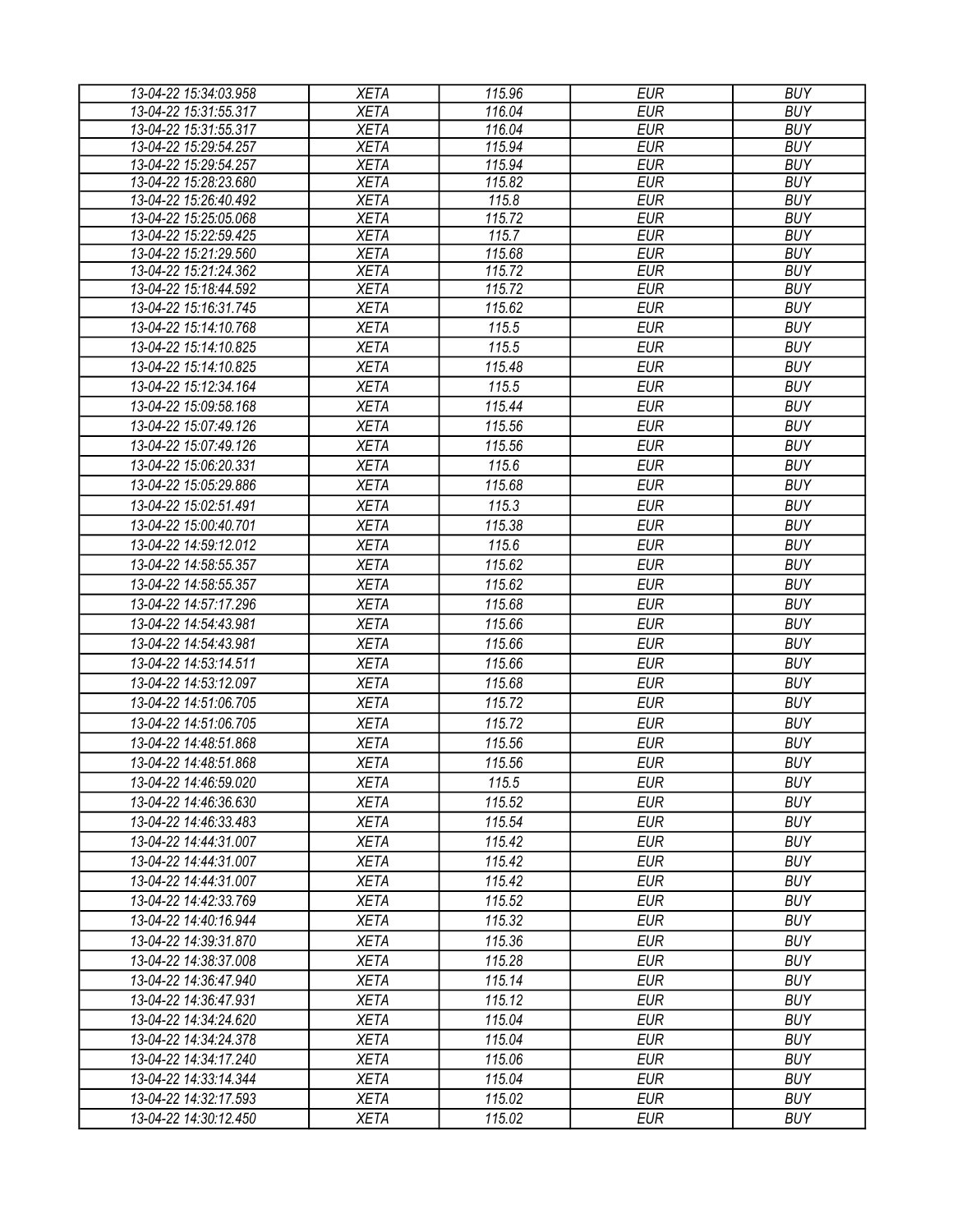| 13-04-22 15:34:03.958 | XETA | 115.96 | EUR | BUY |
|---|---|---|---|---|
| 13-04-22 15:31:55.317 | XETA | 116.04 | EUR | BUY |
| 13-04-22 15:31:55.317 | XETA | 116.04 | EUR | BUY |
| 13-04-22 15:29:54.257 | XETA | 115.94 | EUR | BUY |
| 13-04-22 15:29:54.257 | XETA | 115.94 | EUR | BUY |
| 13-04-22 15:28:23.680 | XETA | 115.82 | EUR | BUY |
| 13-04-22 15:26:40.492 | XETA | 115.8 | EUR | BUY |
| 13-04-22 15:25:05.068 | XETA | 115.72 | EUR | BUY |
| 13-04-22 15:22:59.425 | XETA | 115.7 | EUR | BUY |
| 13-04-22 15:21:29.560 | XETA | 115.68 | EUR | BUY |
| 13-04-22 15:21:24.362 | XETA | 115.72 | EUR | BUY |
| 13-04-22 15:18:44.592 | XETA | 115.72 | EUR | BUY |
| 13-04-22 15:16:31.745 | XETA | 115.62 | EUR | BUY |
| 13-04-22 15:14:10.768 | XETA | 115.5 | EUR | BUY |
| 13-04-22 15:14:10.825 | XETA | 115.5 | EUR | BUY |
| 13-04-22 15:14:10.825 | XETA | 115.48 | EUR | BUY |
| 13-04-22 15:12:34.164 | XETA | 115.5 | EUR | BUY |
| 13-04-22 15:09:58.168 | XETA | 115.44 | EUR | BUY |
| 13-04-22 15:07:49.126 | XETA | 115.56 | EUR | BUY |
| 13-04-22 15:07:49.126 | XETA | 115.56 | EUR | BUY |
| 13-04-22 15:06:20.331 | XETA | 115.6 | EUR | BUY |
| 13-04-22 15:05:29.886 | XETA | 115.68 | EUR | BUY |
| 13-04-22 15:02:51.491 | XETA | 115.3 | EUR | BUY |
| 13-04-22 15:00:40.701 | XETA | 115.38 | EUR | BUY |
| 13-04-22 14:59:12.012 | XETA | 115.6 | EUR | BUY |
| 13-04-22 14:58:55.357 | XETA | 115.62 | EUR | BUY |
| 13-04-22 14:58:55.357 | XETA | 115.62 | EUR | BUY |
| 13-04-22 14:57:17.296 | XETA | 115.68 | EUR | BUY |
| 13-04-22 14:54:43.981 | XETA | 115.66 | EUR | BUY |
| 13-04-22 14:54:43.981 | XETA | 115.66 | EUR | BUY |
| 13-04-22 14:53:14.511 | XETA | 115.66 | EUR | BUY |
| 13-04-22 14:53:12.097 | XETA | 115.68 | EUR | BUY |
| 13-04-22 14:51:06.705 | XETA | 115.72 | EUR | BUY |
| 13-04-22 14:51:06.705 | XETA | 115.72 | EUR | BUY |
| 13-04-22 14:48:51.868 | XETA | 115.56 | EUR | BUY |
| 13-04-22 14:48:51.868 | XETA | 115.56 | EUR | BUY |
| 13-04-22 14:46:59.020 | XETA | 115.5 | EUR | BUY |
| 13-04-22 14:46:36.630 | XETA | 115.52 | EUR | BUY |
| 13-04-22 14:46:33.483 | XETA | 115.54 | EUR | BUY |
| 13-04-22 14:44:31.007 | XETA | 115.42 | EUR | BUY |
| 13-04-22 14:44:31.007 | XETA | 115.42 | EUR | BUY |
| 13-04-22 14:44:31.007 | XETA | 115.42 | EUR | BUY |
| 13-04-22 14:42:33.769 | XETA | 115.52 | EUR | BUY |
| 13-04-22 14:40:16.944 | XETA | 115.32 | EUR | BUY |
| 13-04-22 14:39:31.870 | XETA | 115.36 | EUR | BUY |
| 13-04-22 14:38:37.008 | XETA | 115.28 | EUR | BUY |
| 13-04-22 14:36:47.940 | XETA | 115.14 | EUR | BUY |
| 13-04-22 14:36:47.931 | XETA | 115.12 | EUR | BUY |
| 13-04-22 14:34:24.620 | XETA | 115.04 | EUR | BUY |
| 13-04-22 14:34:24.378 | XETA | 115.04 | EUR | BUY |
| 13-04-22 14:34:17.240 | XETA | 115.06 | EUR | BUY |
| 13-04-22 14:33:14.344 | XETA | 115.04 | EUR | BUY |
| 13-04-22 14:32:17.593 | XETA | 115.02 | EUR | BUY |
| 13-04-22 14:30:12.450 | XETA | 115.02 | EUR | BUY |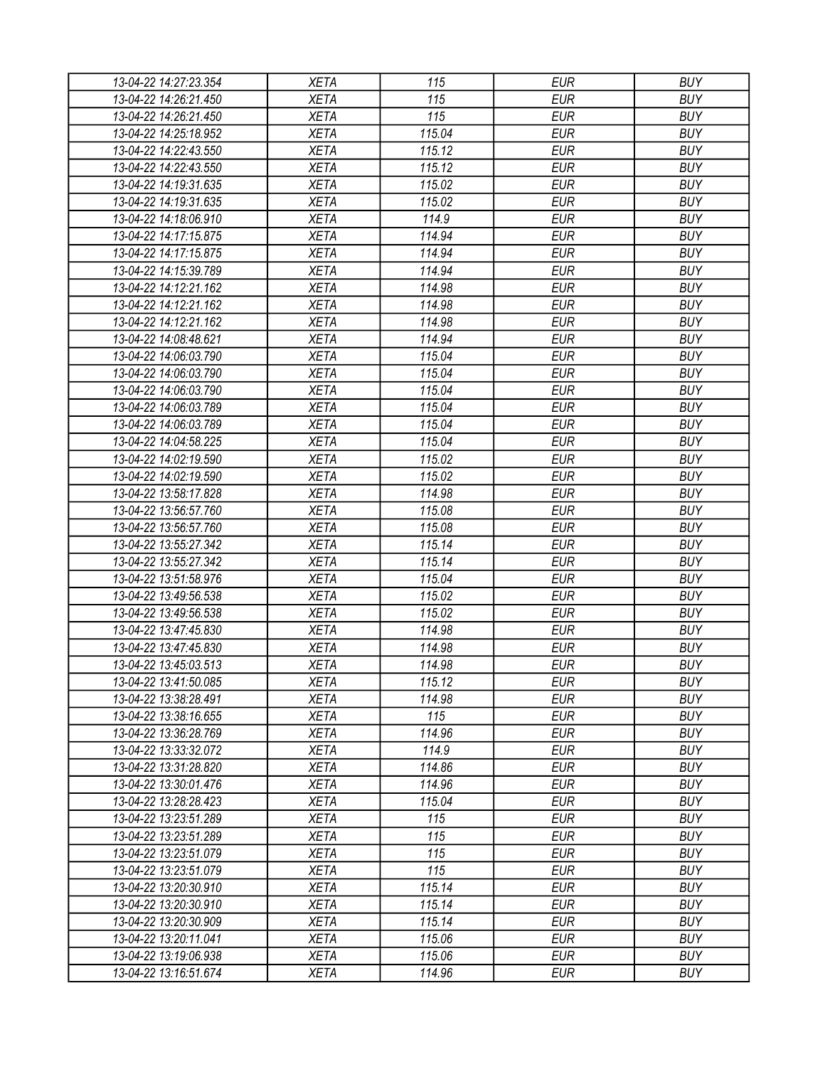| 13-04-22 14:27:23.354 | XETA | 115 | EUR | BUY |
|---|---|---|---|---|
| 13-04-22 14:26:21.450 | XETA | 115 | EUR | BUY |
| 13-04-22 14:26:21.450 | XETA | 115 | EUR | BUY |
| 13-04-22 14:25:18.952 | XETA | 115.04 | EUR | BUY |
| 13-04-22 14:22:43.550 | XETA | 115.12 | EUR | BUY |
| 13-04-22 14:22:43.550 | XETA | 115.12 | EUR | BUY |
| 13-04-22 14:19:31.635 | XETA | 115.02 | EUR | BUY |
| 13-04-22 14:19:31.635 | XETA | 115.02 | EUR | BUY |
| 13-04-22 14:18:06.910 | XETA | 114.9 | EUR | BUY |
| 13-04-22 14:17:15.875 | XETA | 114.94 | EUR | BUY |
| 13-04-22 14:17:15.875 | XETA | 114.94 | EUR | BUY |
| 13-04-22 14:15:39.789 | XETA | 114.94 | EUR | BUY |
| 13-04-22 14:12:21.162 | XETA | 114.98 | EUR | BUY |
| 13-04-22 14:12:21.162 | XETA | 114.98 | EUR | BUY |
| 13-04-22 14:12:21.162 | XETA | 114.98 | EUR | BUY |
| 13-04-22 14:08:48.621 | XETA | 114.94 | EUR | BUY |
| 13-04-22 14:06:03.790 | XETA | 115.04 | EUR | BUY |
| 13-04-22 14:06:03.790 | XETA | 115.04 | EUR | BUY |
| 13-04-22 14:06:03.790 | XETA | 115.04 | EUR | BUY |
| 13-04-22 14:06:03.789 | XETA | 115.04 | EUR | BUY |
| 13-04-22 14:06:03.789 | XETA | 115.04 | EUR | BUY |
| 13-04-22 14:04:58.225 | XETA | 115.04 | EUR | BUY |
| 13-04-22 14:02:19.590 | XETA | 115.02 | EUR | BUY |
| 13-04-22 14:02:19.590 | XETA | 115.02 | EUR | BUY |
| 13-04-22 13:58:17.828 | XETA | 114.98 | EUR | BUY |
| 13-04-22 13:56:57.760 | XETA | 115.08 | EUR | BUY |
| 13-04-22 13:56:57.760 | XETA | 115.08 | EUR | BUY |
| 13-04-22 13:55:27.342 | XETA | 115.14 | EUR | BUY |
| 13-04-22 13:55:27.342 | XETA | 115.14 | EUR | BUY |
| 13-04-22 13:51:58.976 | XETA | 115.04 | EUR | BUY |
| 13-04-22 13:49:56.538 | XETA | 115.02 | EUR | BUY |
| 13-04-22 13:49:56.538 | XETA | 115.02 | EUR | BUY |
| 13-04-22 13:47:45.830 | XETA | 114.98 | EUR | BUY |
| 13-04-22 13:47:45.830 | XETA | 114.98 | EUR | BUY |
| 13-04-22 13:45:03.513 | XETA | 114.98 | EUR | BUY |
| 13-04-22 13:41:50.085 | XETA | 115.12 | EUR | BUY |
| 13-04-22 13:38:28.491 | XETA | 114.98 | EUR | BUY |
| 13-04-22 13:38:16.655 | XETA | 115 | EUR | BUY |
| 13-04-22 13:36:28.769 | XETA | 114.96 | EUR | BUY |
| 13-04-22 13:33:32.072 | XETA | 114.9 | EUR | BUY |
| 13-04-22 13:31:28.820 | XETA | 114.86 | EUR | BUY |
| 13-04-22 13:30:01.476 | XETA | 114.96 | EUR | BUY |
| 13-04-22 13:28:28.423 | XETA | 115.04 | EUR | BUY |
| 13-04-22 13:23:51.289 | XETA | 115 | EUR | BUY |
| 13-04-22 13:23:51.289 | XETA | 115 | EUR | BUY |
| 13-04-22 13:23:51.079 | XETA | 115 | EUR | BUY |
| 13-04-22 13:23:51.079 | XETA | 115 | EUR | BUY |
| 13-04-22 13:20:30.910 | XETA | 115.14 | EUR | BUY |
| 13-04-22 13:20:30.910 | XETA | 115.14 | EUR | BUY |
| 13-04-22 13:20:30.909 | XETA | 115.14 | EUR | BUY |
| 13-04-22 13:20:11.041 | XETA | 115.06 | EUR | BUY |
| 13-04-22 13:19:06.938 | XETA | 115.06 | EUR | BUY |
| 13-04-22 13:16:51.674 | XETA | 114.96 | EUR | BUY |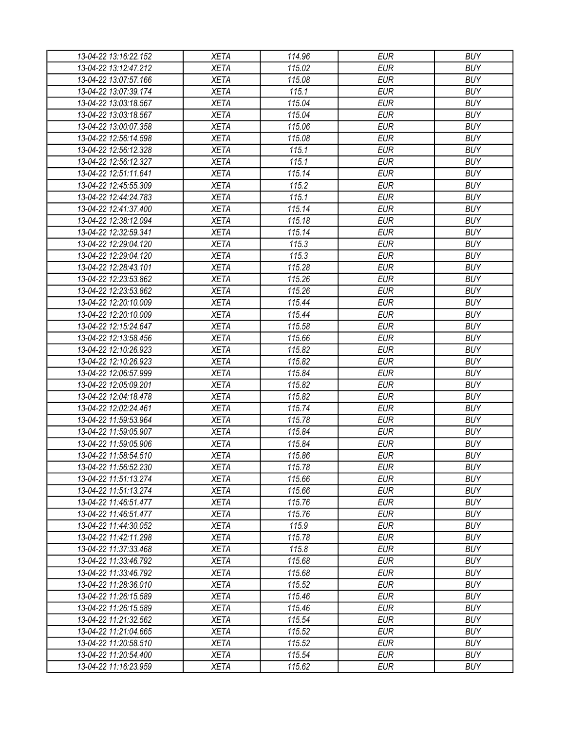| 13-04-22 13:16:22.152 | XETA | 114.96 | EUR | BUY |
|---|---|---|---|---|
| 13-04-22 13:12:47.212 | XETA | 115.02 | EUR | BUY |
| 13-04-22 13:07:57.166 | XETA | 115.08 | EUR | BUY |
| 13-04-22 13:07:39.174 | XETA | 115.1 | EUR | BUY |
| 13-04-22 13:03:18.567 | XETA | 115.04 | EUR | BUY |
| 13-04-22 13:03:18.567 | XETA | 115.04 | EUR | BUY |
| 13-04-22 13:00:07.358 | XETA | 115.06 | EUR | BUY |
| 13-04-22 12:56:14.598 | XETA | 115.08 | EUR | BUY |
| 13-04-22 12:56:12.328 | XETA | 115.1 | EUR | BUY |
| 13-04-22 12:56:12.327 | XETA | 115.1 | EUR | BUY |
| 13-04-22 12:51:11.641 | XETA | 115.14 | EUR | BUY |
| 13-04-22 12:45:55.309 | XETA | 115.2 | EUR | BUY |
| 13-04-22 12:44:24.783 | XETA | 115.1 | EUR | BUY |
| 13-04-22 12:41:37.400 | XETA | 115.14 | EUR | BUY |
| 13-04-22 12:38:12.094 | XETA | 115.18 | EUR | BUY |
| 13-04-22 12:32:59.341 | XETA | 115.14 | EUR | BUY |
| 13-04-22 12:29:04.120 | XETA | 115.3 | EUR | BUY |
| 13-04-22 12:29:04.120 | XETA | 115.3 | EUR | BUY |
| 13-04-22 12:28:43.101 | XETA | 115.28 | EUR | BUY |
| 13-04-22 12:23:53.862 | XETA | 115.26 | EUR | BUY |
| 13-04-22 12:23:53.862 | XETA | 115.26 | EUR | BUY |
| 13-04-22 12:20:10.009 | XETA | 115.44 | EUR | BUY |
| 13-04-22 12:20:10.009 | XETA | 115.44 | EUR | BUY |
| 13-04-22 12:15:24.647 | XETA | 115.58 | EUR | BUY |
| 13-04-22 12:13:58.456 | XETA | 115.66 | EUR | BUY |
| 13-04-22 12:10:26.923 | XETA | 115.82 | EUR | BUY |
| 13-04-22 12:10:26.923 | XETA | 115.82 | EUR | BUY |
| 13-04-22 12:06:57.999 | XETA | 115.84 | EUR | BUY |
| 13-04-22 12:05:09.201 | XETA | 115.82 | EUR | BUY |
| 13-04-22 12:04:18.478 | XETA | 115.82 | EUR | BUY |
| 13-04-22 12:02:24.461 | XETA | 115.74 | EUR | BUY |
| 13-04-22 11:59:53.964 | XETA | 115.78 | EUR | BUY |
| 13-04-22 11:59:05.907 | XETA | 115.84 | EUR | BUY |
| 13-04-22 11:59:05.906 | XETA | 115.84 | EUR | BUY |
| 13-04-22 11:58:54.510 | XETA | 115.86 | EUR | BUY |
| 13-04-22 11:56:52.230 | XETA | 115.78 | EUR | BUY |
| 13-04-22 11:51:13.274 | XETA | 115.66 | EUR | BUY |
| 13-04-22 11:51:13.274 | XETA | 115.66 | EUR | BUY |
| 13-04-22 11:46:51.477 | XETA | 115.76 | EUR | BUY |
| 13-04-22 11:46:51.477 | XETA | 115.76 | EUR | BUY |
| 13-04-22 11:44:30.052 | XETA | 115.9 | EUR | BUY |
| 13-04-22 11:42:11.298 | XETA | 115.78 | EUR | BUY |
| 13-04-22 11:37:33.468 | XETA | 115.8 | EUR | BUY |
| 13-04-22 11:33:46.792 | XETA | 115.68 | EUR | BUY |
| 13-04-22 11:33:46.792 | XETA | 115.68 | EUR | BUY |
| 13-04-22 11:28:36.010 | XETA | 115.52 | EUR | BUY |
| 13-04-22 11:26:15.589 | XETA | 115.46 | EUR | BUY |
| 13-04-22 11:26:15.589 | XETA | 115.46 | EUR | BUY |
| 13-04-22 11:21:32.562 | XETA | 115.54 | EUR | BUY |
| 13-04-22 11:21:04.665 | XETA | 115.52 | EUR | BUY |
| 13-04-22 11:20:58.510 | XETA | 115.52 | EUR | BUY |
| 13-04-22 11:20:54.400 | XETA | 115.54 | EUR | BUY |
| 13-04-22 11:16:23.959 | XETA | 115.62 | EUR | BUY |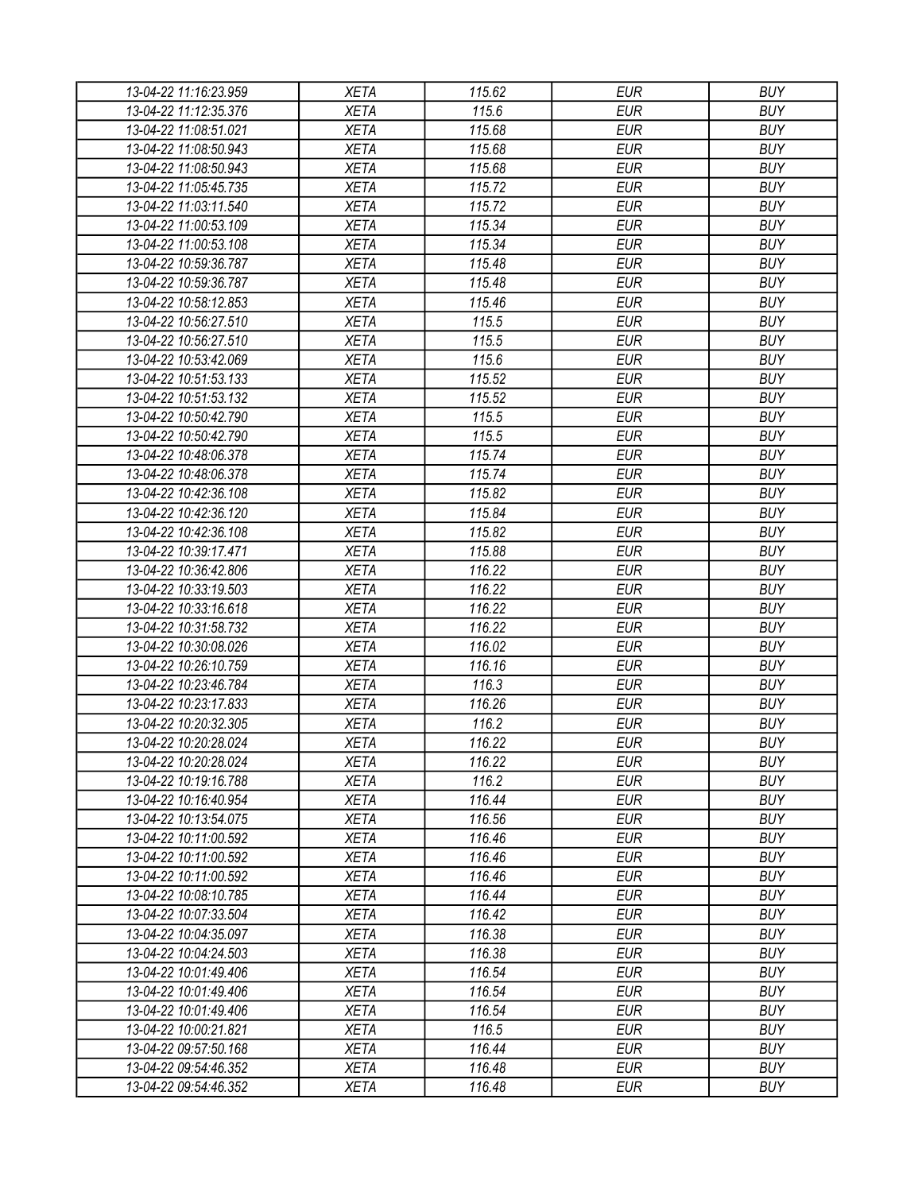| 13-04-22 11:16:23.959 | XETA | 115.62 | EUR | BUY |
|---|---|---|---|---|
| 13-04-22 11:12:35.376 | XETA | 115.6 | EUR | BUY |
| 13-04-22 11:08:51.021 | XETA | 115.68 | EUR | BUY |
| 13-04-22 11:08:50.943 | XETA | 115.68 | EUR | BUY |
| 13-04-22 11:08:50.943 | XETA | 115.68 | EUR | BUY |
| 13-04-22 11:05:45.735 | XETA | 115.72 | EUR | BUY |
| 13-04-22 11:03:11.540 | XETA | 115.72 | EUR | BUY |
| 13-04-22 11:00:53.109 | XETA | 115.34 | EUR | BUY |
| 13-04-22 11:00:53.108 | XETA | 115.34 | EUR | BUY |
| 13-04-22 10:59:36.787 | XETA | 115.48 | EUR | BUY |
| 13-04-22 10:59:36.787 | XETA | 115.48 | EUR | BUY |
| 13-04-22 10:58:12.853 | XETA | 115.46 | EUR | BUY |
| 13-04-22 10:56:27.510 | XETA | 115.5 | EUR | BUY |
| 13-04-22 10:56:27.510 | XETA | 115.5 | EUR | BUY |
| 13-04-22 10:53:42.069 | XETA | 115.6 | EUR | BUY |
| 13-04-22 10:51:53.133 | XETA | 115.52 | EUR | BUY |
| 13-04-22 10:51:53.132 | XETA | 115.52 | EUR | BUY |
| 13-04-22 10:50:42.790 | XETA | 115.5 | EUR | BUY |
| 13-04-22 10:50:42.790 | XETA | 115.5 | EUR | BUY |
| 13-04-22 10:48:06.378 | XETA | 115.74 | EUR | BUY |
| 13-04-22 10:48:06.378 | XETA | 115.74 | EUR | BUY |
| 13-04-22 10:42:36.108 | XETA | 115.82 | EUR | BUY |
| 13-04-22 10:42:36.120 | XETA | 115.84 | EUR | BUY |
| 13-04-22 10:42:36.108 | XETA | 115.82 | EUR | BUY |
| 13-04-22 10:39:17.471 | XETA | 115.88 | EUR | BUY |
| 13-04-22 10:36:42.806 | XETA | 116.22 | EUR | BUY |
| 13-04-22 10:33:19.503 | XETA | 116.22 | EUR | BUY |
| 13-04-22 10:33:16.618 | XETA | 116.22 | EUR | BUY |
| 13-04-22 10:31:58.732 | XETA | 116.22 | EUR | BUY |
| 13-04-22 10:30:08.026 | XETA | 116.02 | EUR | BUY |
| 13-04-22 10:26:10.759 | XETA | 116.16 | EUR | BUY |
| 13-04-22 10:23:46.784 | XETA | 116.3 | EUR | BUY |
| 13-04-22 10:23:17.833 | XETA | 116.26 | EUR | BUY |
| 13-04-22 10:20:32.305 | XETA | 116.2 | EUR | BUY |
| 13-04-22 10:20:28.024 | XETA | 116.22 | EUR | BUY |
| 13-04-22 10:20:28.024 | XETA | 116.22 | EUR | BUY |
| 13-04-22 10:19:16.788 | XETA | 116.2 | EUR | BUY |
| 13-04-22 10:16:40.954 | XETA | 116.44 | EUR | BUY |
| 13-04-22 10:13:54.075 | XETA | 116.56 | EUR | BUY |
| 13-04-22 10:11:00.592 | XETA | 116.46 | EUR | BUY |
| 13-04-22 10:11:00.592 | XETA | 116.46 | EUR | BUY |
| 13-04-22 10:11:00.592 | XETA | 116.46 | EUR | BUY |
| 13-04-22 10:08:10.785 | XETA | 116.44 | EUR | BUY |
| 13-04-22 10:07:33.504 | XETA | 116.42 | EUR | BUY |
| 13-04-22 10:04:35.097 | XETA | 116.38 | EUR | BUY |
| 13-04-22 10:04:24.503 | XETA | 116.38 | EUR | BUY |
| 13-04-22 10:01:49.406 | XETA | 116.54 | EUR | BUY |
| 13-04-22 10:01:49.406 | XETA | 116.54 | EUR | BUY |
| 13-04-22 10:01:49.406 | XETA | 116.54 | EUR | BUY |
| 13-04-22 10:00:21.821 | XETA | 116.5 | EUR | BUY |
| 13-04-22 09:57:50.168 | XETA | 116.44 | EUR | BUY |
| 13-04-22 09:54:46.352 | XETA | 116.48 | EUR | BUY |
| 13-04-22 09:54:46.352 | XETA | 116.48 | EUR | BUY |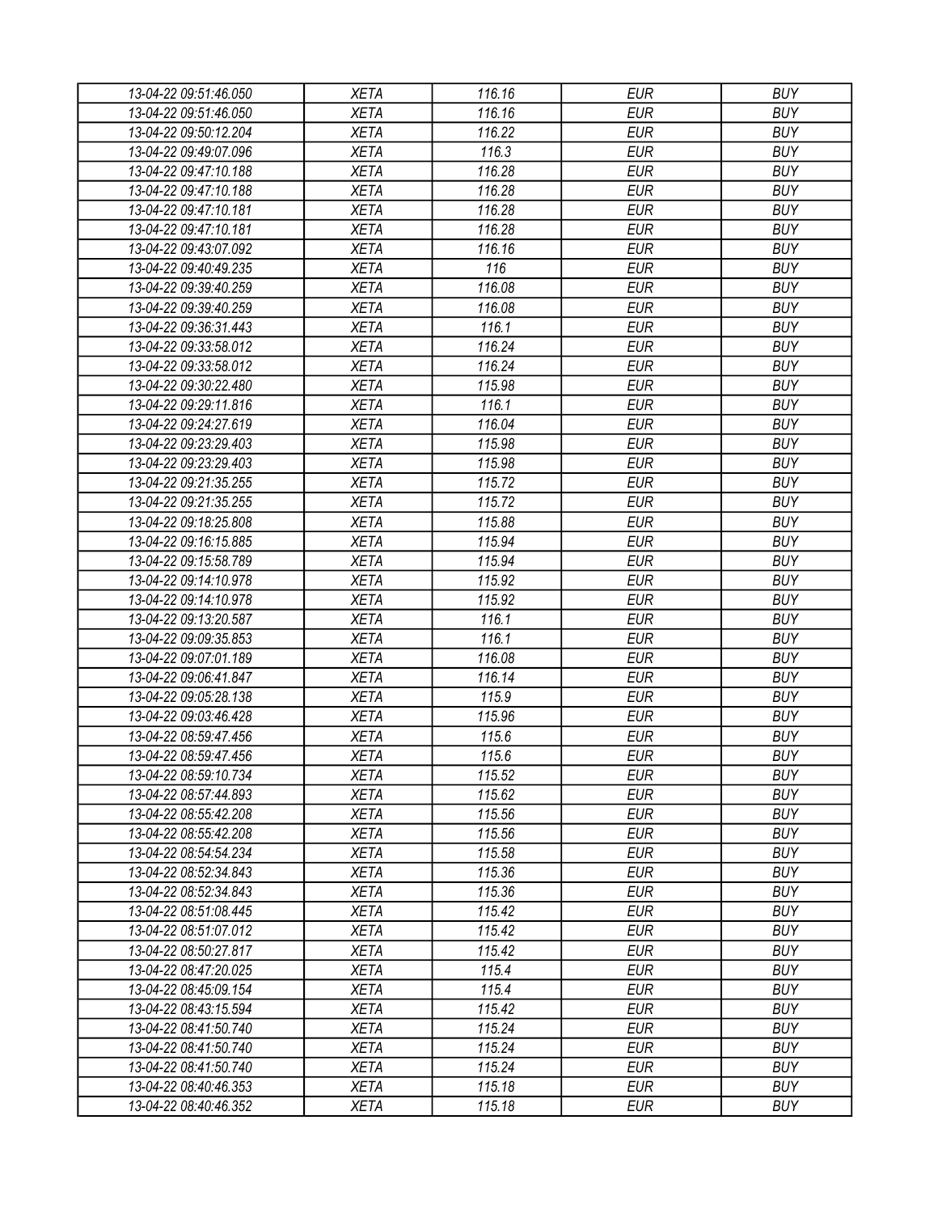| 13-04-22 09:51:46.050 | XETA | 116.16 | EUR | BUY |
|---|---|---|---|---|
| 13-04-22 09:51:46.050 | XETA | 116.16 | EUR | BUY |
| 13-04-22 09:50:12.204 | XETA | 116.22 | EUR | BUY |
| 13-04-22 09:49:07.096 | XETA | 116.3 | EUR | BUY |
| 13-04-22 09:47:10.188 | XETA | 116.28 | EUR | BUY |
| 13-04-22 09:47:10.188 | XETA | 116.28 | EUR | BUY |
| 13-04-22 09:47:10.181 | XETA | 116.28 | EUR | BUY |
| 13-04-22 09:47:10.181 | XETA | 116.28 | EUR | BUY |
| 13-04-22 09:43:07.092 | XETA | 116.16 | EUR | BUY |
| 13-04-22 09:40:49.235 | XETA | 116 | EUR | BUY |
| 13-04-22 09:39:40.259 | XETA | 116.08 | EUR | BUY |
| 13-04-22 09:39:40.259 | XETA | 116.08 | EUR | BUY |
| 13-04-22 09:36:31.443 | XETA | 116.1 | EUR | BUY |
| 13-04-22 09:33:58.012 | XETA | 116.24 | EUR | BUY |
| 13-04-22 09:33:58.012 | XETA | 116.24 | EUR | BUY |
| 13-04-22 09:30:22.480 | XETA | 115.98 | EUR | BUY |
| 13-04-22 09:29:11.816 | XETA | 116.1 | EUR | BUY |
| 13-04-22 09:24:27.619 | XETA | 116.04 | EUR | BUY |
| 13-04-22 09:23:29.403 | XETA | 115.98 | EUR | BUY |
| 13-04-22 09:23:29.403 | XETA | 115.98 | EUR | BUY |
| 13-04-22 09:21:35.255 | XETA | 115.72 | EUR | BUY |
| 13-04-22 09:21:35.255 | XETA | 115.72 | EUR | BUY |
| 13-04-22 09:18:25.808 | XETA | 115.88 | EUR | BUY |
| 13-04-22 09:16:15.885 | XETA | 115.94 | EUR | BUY |
| 13-04-22 09:15:58.789 | XETA | 115.94 | EUR | BUY |
| 13-04-22 09:14:10.978 | XETA | 115.92 | EUR | BUY |
| 13-04-22 09:14:10.978 | XETA | 115.92 | EUR | BUY |
| 13-04-22 09:13:20.587 | XETA | 116.1 | EUR | BUY |
| 13-04-22 09:09:35.853 | XETA | 116.1 | EUR | BUY |
| 13-04-22 09:07:01.189 | XETA | 116.08 | EUR | BUY |
| 13-04-22 09:06:41.847 | XETA | 116.14 | EUR | BUY |
| 13-04-22 09:05:28.138 | XETA | 115.9 | EUR | BUY |
| 13-04-22 09:03:46.428 | XETA | 115.96 | EUR | BUY |
| 13-04-22 08:59:47.456 | XETA | 115.6 | EUR | BUY |
| 13-04-22 08:59:47.456 | XETA | 115.6 | EUR | BUY |
| 13-04-22 08:59:10.734 | XETA | 115.52 | EUR | BUY |
| 13-04-22 08:57:44.893 | XETA | 115.62 | EUR | BUY |
| 13-04-22 08:55:42.208 | XETA | 115.56 | EUR | BUY |
| 13-04-22 08:55:42.208 | XETA | 115.56 | EUR | BUY |
| 13-04-22 08:54:54.234 | XETA | 115.58 | EUR | BUY |
| 13-04-22 08:52:34.843 | XETA | 115.36 | EUR | BUY |
| 13-04-22 08:52:34.843 | XETA | 115.36 | EUR | BUY |
| 13-04-22 08:51:08.445 | XETA | 115.42 | EUR | BUY |
| 13-04-22 08:51:07.012 | XETA | 115.42 | EUR | BUY |
| 13-04-22 08:50:27.817 | XETA | 115.42 | EUR | BUY |
| 13-04-22 08:47:20.025 | XETA | 115.4 | EUR | BUY |
| 13-04-22 08:45:09.154 | XETA | 115.4 | EUR | BUY |
| 13-04-22 08:43:15.594 | XETA | 115.42 | EUR | BUY |
| 13-04-22 08:41:50.740 | XETA | 115.24 | EUR | BUY |
| 13-04-22 08:41:50.740 | XETA | 115.24 | EUR | BUY |
| 13-04-22 08:41:50.740 | XETA | 115.24 | EUR | BUY |
| 13-04-22 08:40:46.353 | XETA | 115.18 | EUR | BUY |
| 13-04-22 08:40:46.352 | XETA | 115.18 | EUR | BUY |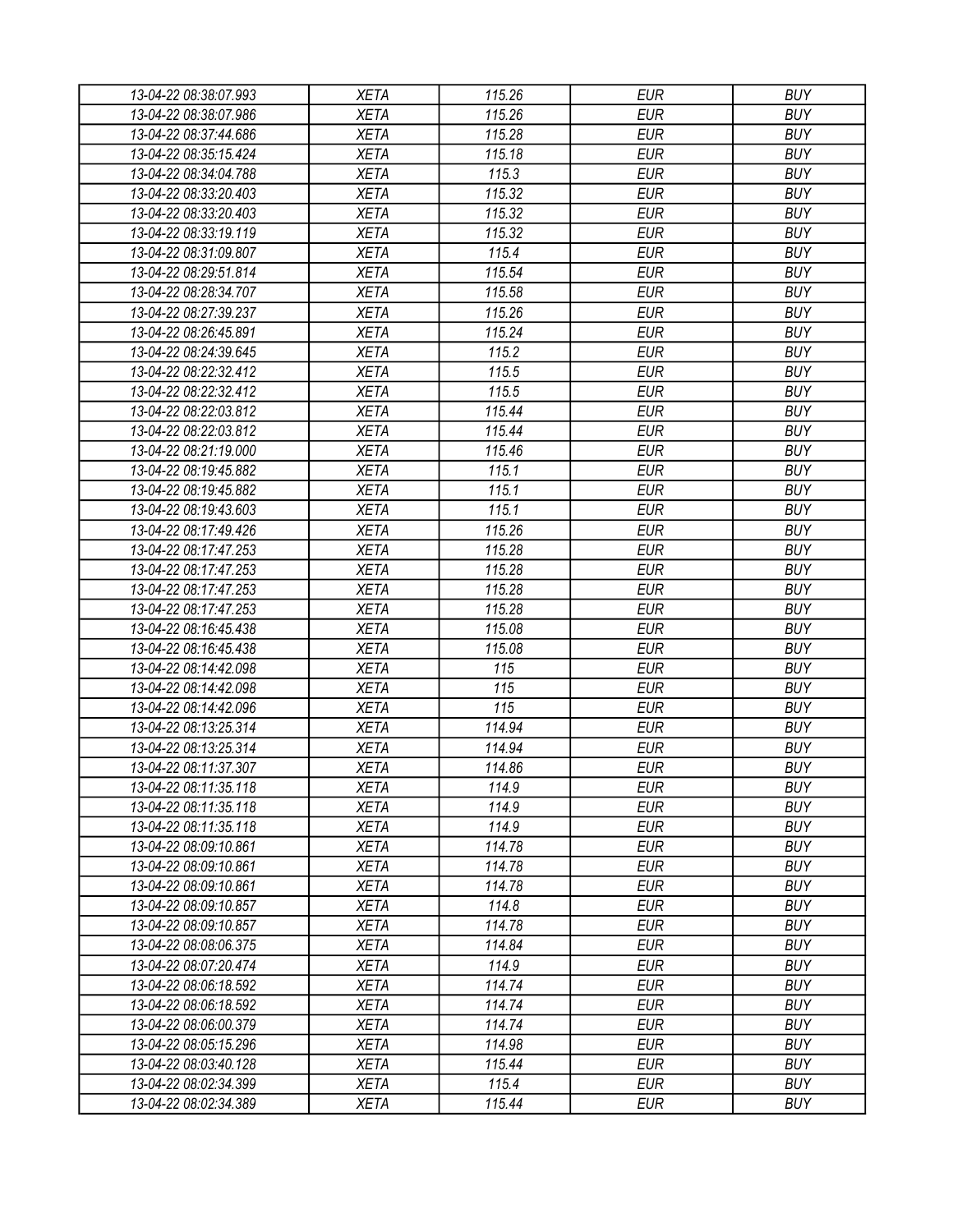| | | | | |
|---|---|---|---|---|
| 13-04-22 08:38:07.993 | XETA | 115.26 | EUR | BUY |
| 13-04-22 08:38:07.986 | XETA | 115.26 | EUR | BUY |
| 13-04-22 08:37:44.686 | XETA | 115.28 | EUR | BUY |
| 13-04-22 08:35:15.424 | XETA | 115.18 | EUR | BUY |
| 13-04-22 08:34:04.788 | XETA | 115.3 | EUR | BUY |
| 13-04-22 08:33:20.403 | XETA | 115.32 | EUR | BUY |
| 13-04-22 08:33:20.403 | XETA | 115.32 | EUR | BUY |
| 13-04-22 08:33:19.119 | XETA | 115.32 | EUR | BUY |
| 13-04-22 08:31:09.807 | XETA | 115.4 | EUR | BUY |
| 13-04-22 08:29:51.814 | XETA | 115.54 | EUR | BUY |
| 13-04-22 08:28:34.707 | XETA | 115.58 | EUR | BUY |
| 13-04-22 08:27:39.237 | XETA | 115.26 | EUR | BUY |
| 13-04-22 08:26:45.891 | XETA | 115.24 | EUR | BUY |
| 13-04-22 08:24:39.645 | XETA | 115.2 | EUR | BUY |
| 13-04-22 08:22:32.412 | XETA | 115.5 | EUR | BUY |
| 13-04-22 08:22:32.412 | XETA | 115.5 | EUR | BUY |
| 13-04-22 08:22:03.812 | XETA | 115.44 | EUR | BUY |
| 13-04-22 08:22:03.812 | XETA | 115.44 | EUR | BUY |
| 13-04-22 08:21:19.000 | XETA | 115.46 | EUR | BUY |
| 13-04-22 08:19:45.882 | XETA | 115.1 | EUR | BUY |
| 13-04-22 08:19:45.882 | XETA | 115.1 | EUR | BUY |
| 13-04-22 08:19:43.603 | XETA | 115.1 | EUR | BUY |
| 13-04-22 08:17:49.426 | XETA | 115.26 | EUR | BUY |
| 13-04-22 08:17:47.253 | XETA | 115.28 | EUR | BUY |
| 13-04-22 08:17:47.253 | XETA | 115.28 | EUR | BUY |
| 13-04-22 08:17:47.253 | XETA | 115.28 | EUR | BUY |
| 13-04-22 08:17:47.253 | XETA | 115.28 | EUR | BUY |
| 13-04-22 08:16:45.438 | XETA | 115.08 | EUR | BUY |
| 13-04-22 08:16:45.438 | XETA | 115.08 | EUR | BUY |
| 13-04-22 08:14:42.098 | XETA | 115 | EUR | BUY |
| 13-04-22 08:14:42.098 | XETA | 115 | EUR | BUY |
| 13-04-22 08:14:42.096 | XETA | 115 | EUR | BUY |
| 13-04-22 08:13:25.314 | XETA | 114.94 | EUR | BUY |
| 13-04-22 08:13:25.314 | XETA | 114.94 | EUR | BUY |
| 13-04-22 08:11:37.307 | XETA | 114.86 | EUR | BUY |
| 13-04-22 08:11:35.118 | XETA | 114.9 | EUR | BUY |
| 13-04-22 08:11:35.118 | XETA | 114.9 | EUR | BUY |
| 13-04-22 08:11:35.118 | XETA | 114.9 | EUR | BUY |
| 13-04-22 08:09:10.861 | XETA | 114.78 | EUR | BUY |
| 13-04-22 08:09:10.861 | XETA | 114.78 | EUR | BUY |
| 13-04-22 08:09:10.861 | XETA | 114.78 | EUR | BUY |
| 13-04-22 08:09:10.857 | XETA | 114.8 | EUR | BUY |
| 13-04-22 08:09:10.857 | XETA | 114.78 | EUR | BUY |
| 13-04-22 08:08:06.375 | XETA | 114.84 | EUR | BUY |
| 13-04-22 08:07:20.474 | XETA | 114.9 | EUR | BUY |
| 13-04-22 08:06:18.592 | XETA | 114.74 | EUR | BUY |
| 13-04-22 08:06:18.592 | XETA | 114.74 | EUR | BUY |
| 13-04-22 08:06:00.379 | XETA | 114.74 | EUR | BUY |
| 13-04-22 08:05:15.296 | XETA | 114.98 | EUR | BUY |
| 13-04-22 08:03:40.128 | XETA | 115.44 | EUR | BUY |
| 13-04-22 08:02:34.399 | XETA | 115.4 | EUR | BUY |
| 13-04-22 08:02:34.389 | XETA | 115.44 | EUR | BUY |